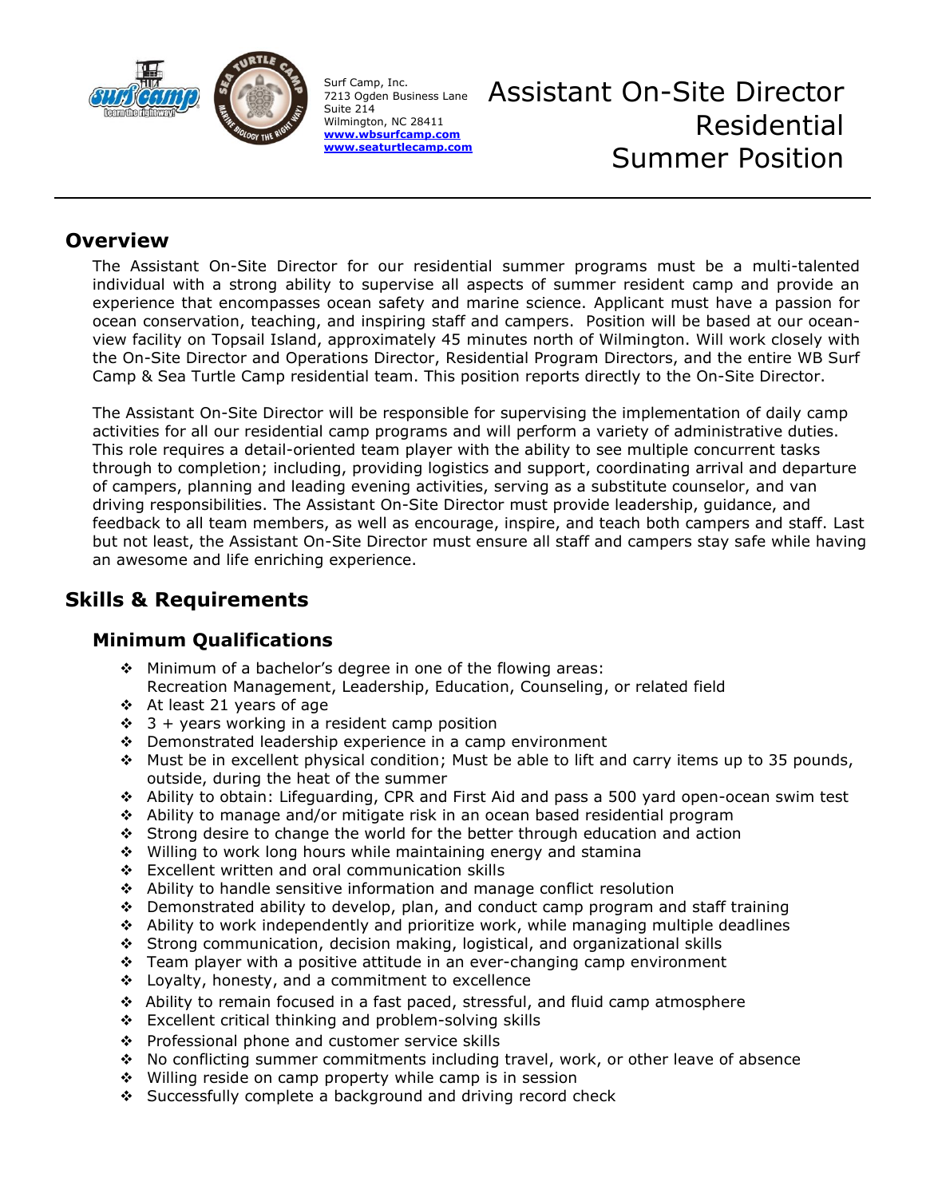Surf Camp, Inc.
7213 Ogden Business Lane
Suite 214
Wilmington, NC 28411
www.wbsurfcamp.com
www.seaturtlecamp.com

# Assistant On-Site Director Residential Summer Position

## Overview

The Assistant On-Site Director for our residential summer programs must be a multi-talented individual with a strong ability to supervise all aspects of summer resident camp and provide an experience that encompasses ocean safety and marine science. Applicant must have a passion for ocean conservation, teaching, and inspiring staff and campers. Position will be based at our ocean-view facility on Topsail Island, approximately 45 minutes north of Wilmington. Will work closely with the On-Site Director and Operations Director, Residential Program Directors, and the entire WB Surf Camp & Sea Turtle Camp residential team. This position reports directly to the On-Site Director.

The Assistant On-Site Director will be responsible for supervising the implementation of daily camp activities for all our residential camp programs and will perform a variety of administrative duties. This role requires a detail-oriented team player with the ability to see multiple concurrent tasks through to completion; including, providing logistics and support, coordinating arrival and departure of campers, planning and leading evening activities, serving as a substitute counselor, and van driving responsibilities. The Assistant On-Site Director must provide leadership, guidance, and feedback to all team members, as well as encourage, inspire, and teach both campers and staff. Last but not least, the Assistant On-Site Director must ensure all staff and campers stay safe while having an awesome and life enriching experience.

## Skills & Requirements

### Minimum Qualifications

- Minimum of a bachelor's degree in one of the flowing areas: Recreation Management, Leadership, Education, Counseling, or related field
- At least 21 years of age
- 3 + years working in a resident camp position
- Demonstrated leadership experience in a camp environment
- Must be in excellent physical condition; Must be able to lift and carry items up to 35 pounds, outside, during the heat of the summer
- Ability to obtain: Lifeguarding, CPR and First Aid and pass a 500 yard open-ocean swim test
- Ability to manage and/or mitigate risk in an ocean based residential program
- Strong desire to change the world for the better through education and action
- Willing to work long hours while maintaining energy and stamina
- Excellent written and oral communication skills
- Ability to handle sensitive information and manage conflict resolution
- Demonstrated ability to develop, plan, and conduct camp program and staff training
- Ability to work independently and prioritize work, while managing multiple deadlines
- Strong communication, decision making, logistical, and organizational skills
- Team player with a positive attitude in an ever-changing camp environment
- Loyalty, honesty, and a commitment to excellence
- Ability to remain focused in a fast paced, stressful, and fluid camp atmosphere
- Excellent critical thinking and problem-solving skills
- Professional phone and customer service skills
- No conflicting summer commitments including travel, work, or other leave of absence
- Willing reside on camp property while camp is in session
- Successfully complete a background and driving record check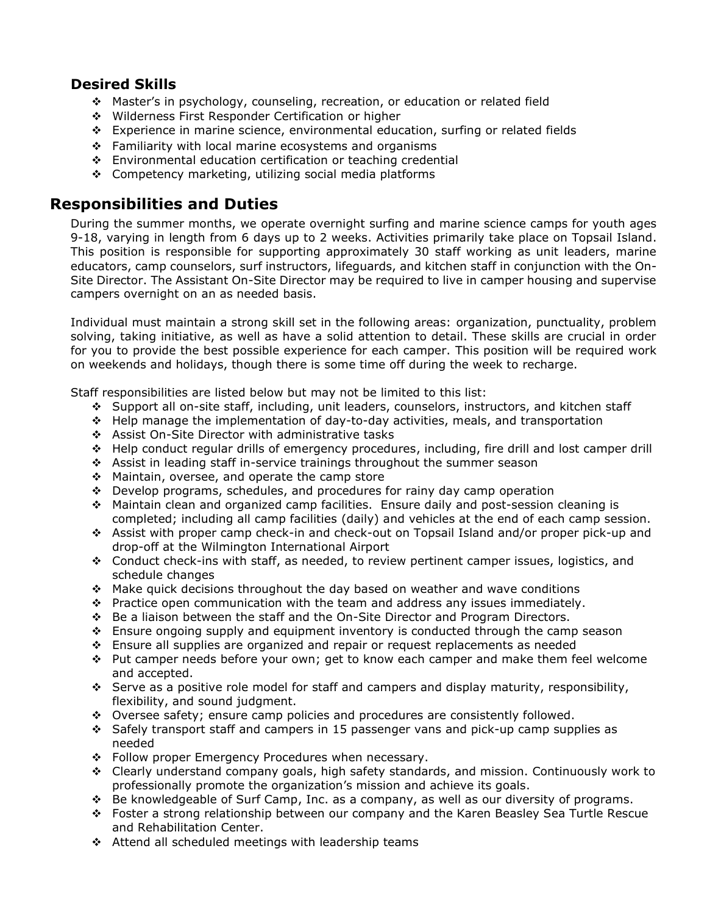### Desired Skills

- Master's in psychology, counseling, recreation, or education or related field
- Wilderness First Responder Certification or higher
- Experience in marine science, environmental education, surfing or related fields
- Familiarity with local marine ecosystems and organisms
- Environmental education certification or teaching credential
- Competency marketing, utilizing social media platforms

## Responsibilities and Duties

During the summer months, we operate overnight surfing and marine science camps for youth ages 9-18, varying in length from 6 days up to 2 weeks. Activities primarily take place on Topsail Island. This position is responsible for supporting approximately 30 staff working as unit leaders, marine educators, camp counselors, surf instructors, lifeguards, and kitchen staff in conjunction with the On-Site Director. The Assistant On-Site Director may be required to live in camper housing and supervise campers overnight on an as needed basis.

Individual must maintain a strong skill set in the following areas: organization, punctuality, problem solving, taking initiative, as well as have a solid attention to detail. These skills are crucial in order for you to provide the best possible experience for each camper. This position will be required work on weekends and holidays, though there is some time off during the week to recharge.

Staff responsibilities are listed below but may not be limited to this list:

- Support all on-site staff, including, unit leaders, counselors, instructors, and kitchen staff
- Help manage the implementation of day-to-day activities, meals, and transportation
- Assist On-Site Director with administrative tasks
- Help conduct regular drills of emergency procedures, including, fire drill and lost camper drill
- Assist in leading staff in-service trainings throughout the summer season
- Maintain, oversee, and operate the camp store
- Develop programs, schedules, and procedures for rainy day camp operation
- Maintain clean and organized camp facilities. Ensure daily and post-session cleaning is completed; including all camp facilities (daily) and vehicles at the end of each camp session.
- Assist with proper camp check-in and check-out on Topsail Island and/or proper pick-up and drop-off at the Wilmington International Airport
- Conduct check-ins with staff, as needed, to review pertinent camper issues, logistics, and schedule changes
- Make quick decisions throughout the day based on weather and wave conditions
- Practice open communication with the team and address any issues immediately.
- Be a liaison between the staff and the On-Site Director and Program Directors.
- Ensure ongoing supply and equipment inventory is conducted through the camp season
- Ensure all supplies are organized and repair or request replacements as needed
- Put camper needs before your own; get to know each camper and make them feel welcome and accepted.
- Serve as a positive role model for staff and campers and display maturity, responsibility, flexibility, and sound judgment.
- Oversee safety; ensure camp policies and procedures are consistently followed.
- Safely transport staff and campers in 15 passenger vans and pick-up camp supplies as needed
- Follow proper Emergency Procedures when necessary.
- Clearly understand company goals, high safety standards, and mission. Continuously work to professionally promote the organization's mission and achieve its goals.
- Be knowledgeable of Surf Camp, Inc. as a company, as well as our diversity of programs.
- Foster a strong relationship between our company and the Karen Beasley Sea Turtle Rescue and Rehabilitation Center.
- Attend all scheduled meetings with leadership teams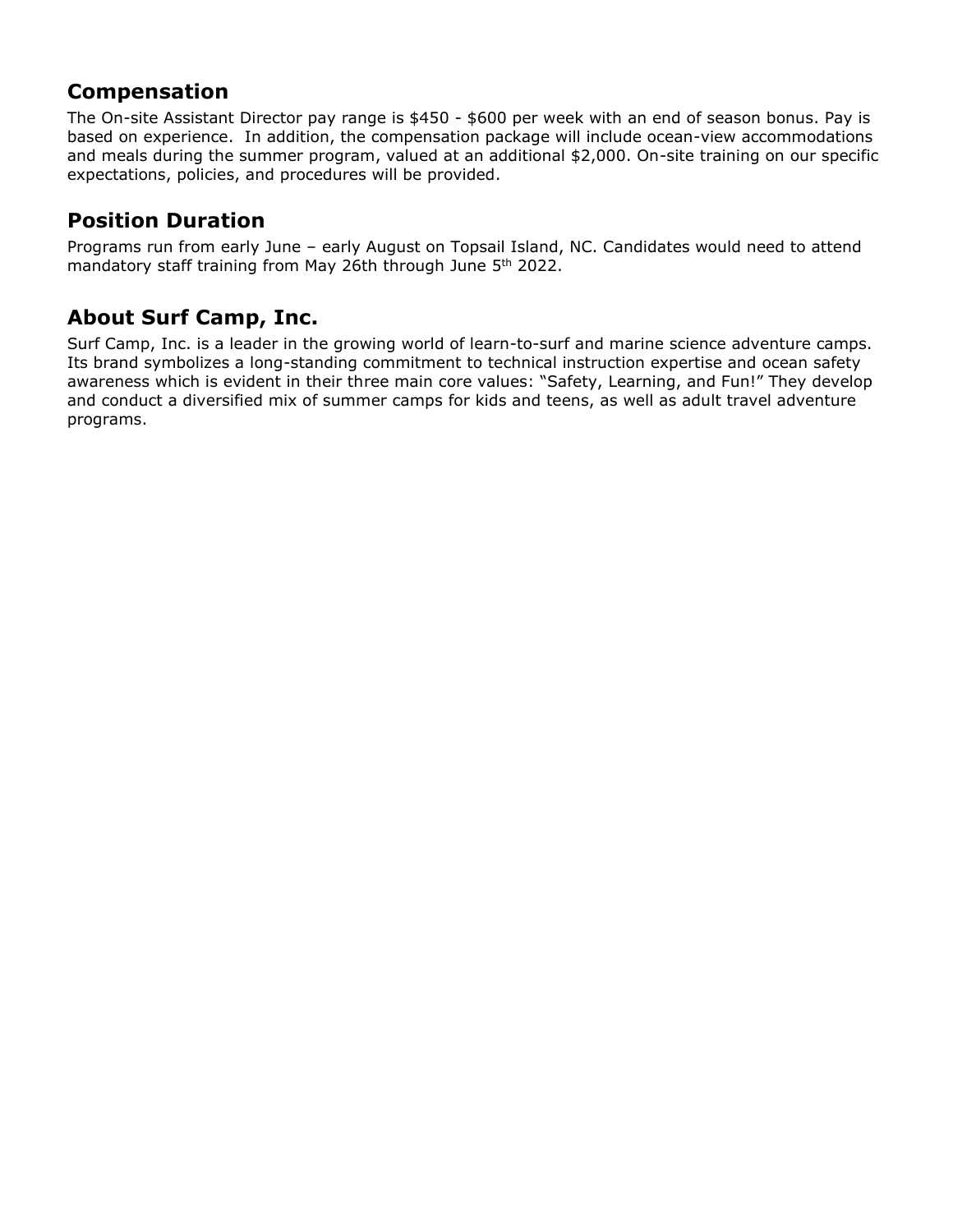## Compensation

The On-site Assistant Director pay range is $450 - $600 per week with an end of season bonus. Pay is based on experience. In addition, the compensation package will include ocean-view accommodations and meals during the summer program, valued at an additional $2,000. On-site training on our specific expectations, policies, and procedures will be provided.

## Position Duration

Programs run from early June – early August on Topsail Island, NC. Candidates would need to attend mandatory staff training from May 26th through June 5th 2022.

## About Surf Camp, Inc.

Surf Camp, Inc. is a leader in the growing world of learn-to-surf and marine science adventure camps. Its brand symbolizes a long-standing commitment to technical instruction expertise and ocean safety awareness which is evident in their three main core values: "Safety, Learning, and Fun!" They develop and conduct a diversified mix of summer camps for kids and teens, as well as adult travel adventure programs.